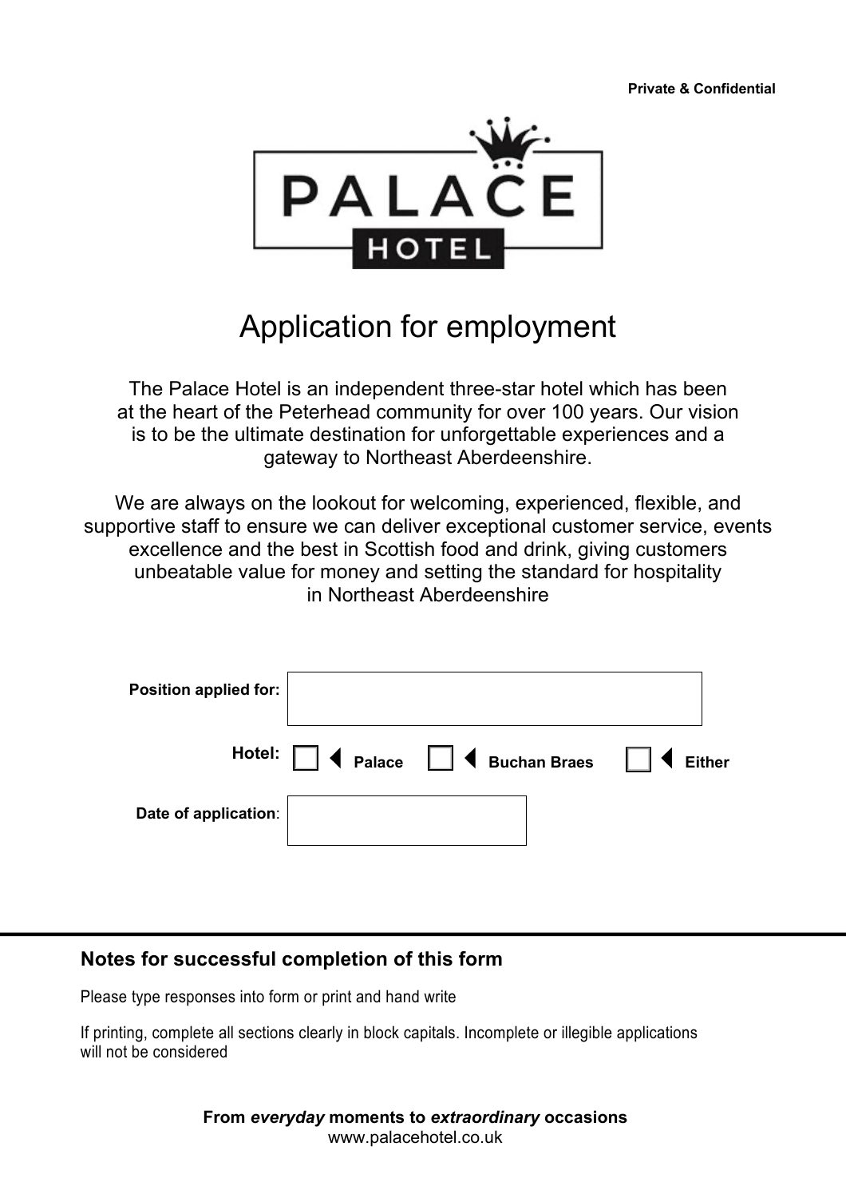Private & Confidential

PALACE HOTEL

# Application for employment

The Palace Hotel is an independent three-star hotel which has been at the heart of the Peterhead community for over 100 years. Our vision is to be the ultimate destination for unforgettable experiences and a gateway to Northeast Aberdeenshire.

We are always on the lookout for welcoming, experienced, flexible, and supportive staff to ensure we can deliver exceptional customer service, events excellence and the best in Scottish food and drink, giving customers unbeatable value for money and setting the standard for hospitality in Northeast Aberdeenshire

**Position applied for:**

**Hotel:** ☐ **Palace** ☐ **Buchan Braes** ☐ **Either**

**Date of application**:

## Notes for successful completion of this form

Please type responses into form or print and hand write

If printing, complete all sections clearly in block capitals. Incomplete or illegible applications will not be considered

**From *everyday* moments to *extraordinary* occasions**
www.palacehotel.co.uk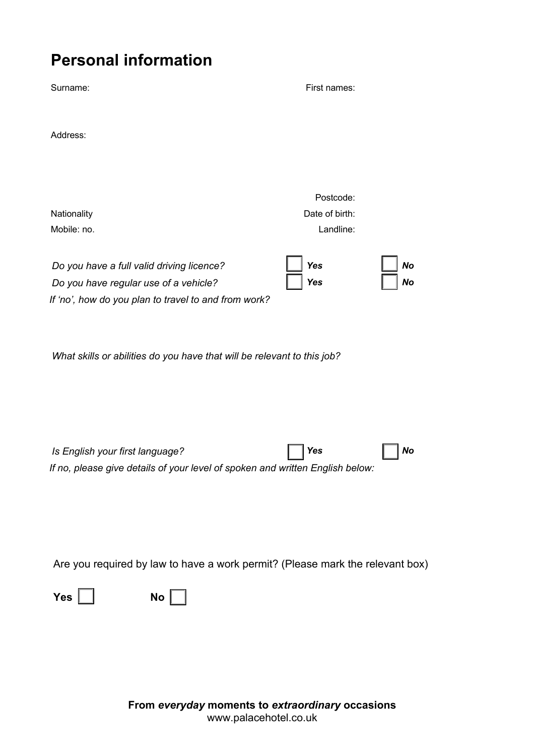# Personal information

Surname:

First names:

Address:

Postcode:

Nationality

Date of birth:

Mobile: no.

Landline:

*Do you have a full valid driving licence?* ☐ ***Yes*** ☐ ***No***

*Do you have regular use of a vehicle?* ☐ ***Yes*** ☐ ***No***

*If 'no', how do you plan to travel to and from work?*

*What skills or abilities do you have that will be relevant to this job?*

*Is English your first language?* ☐ ***Yes*** ☐ ***No***

*If no, please give details of your level of spoken and written English below:*

Are you required by law to have a work permit? (Please mark the relevant box)

**Yes** ☐ **No** ☐

**From *everyday* moments to *extraordinary* occasions**
www.palacehotel.co.uk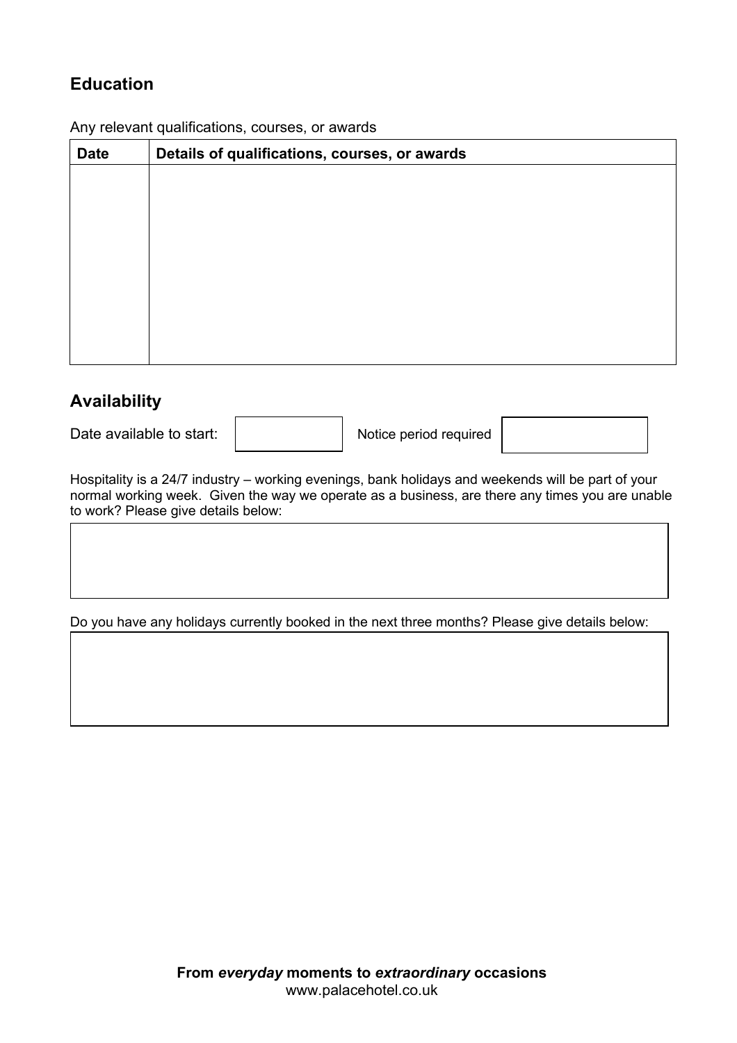## Education

Any relevant qualifications, courses, or awards

| Date | Details of qualifications, courses, or awards |
| --- | --- |
| | |

## Availability

Date available to start: Notice period required

Hospitality is a 24/7 industry – working evenings, bank holidays and weekends will be part of your normal working week. Given the way we operate as a business, are there any times you are unable to work? Please give details below:

Do you have any holidays currently booked in the next three months? Please give details below:

**From *everyday* moments to *extraordinary* occasions**
www.palacehotel.co.uk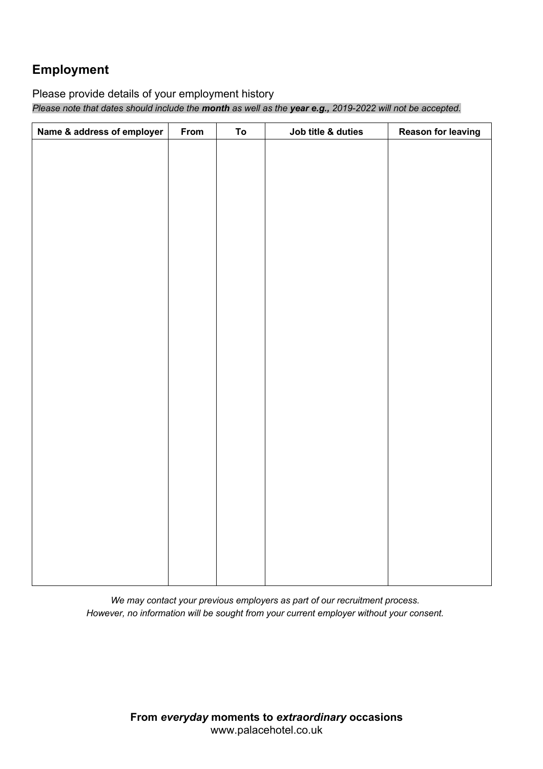## Employment

Please provide details of your employment history

*Please note that dates should include the **month** as well as the **year e.g.,** 2019-2022 will not be accepted.*

| Name & address of employer | From | To | Job title & duties | Reason for leaving |
|---|---|---|---|---|
| | | | | |

*We may contact your previous employers as part of our recruitment process.*
*However, no information will be sought from your current employer without your consent.*

**From *everyday* moments to *extraordinary* occasions**
www.palacehotel.co.uk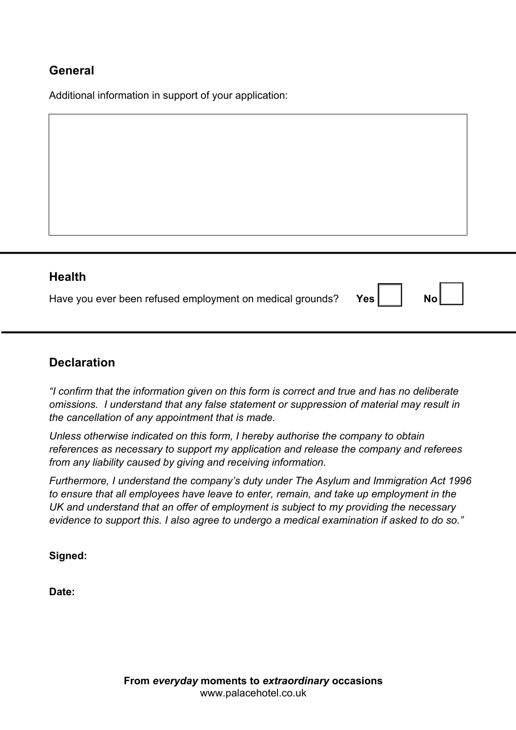## General

Additional information in support of your application:

## Health

Have you ever been refused employment on medical grounds? **Yes** ☐ **No** ☐

## Declaration

*"I confirm that the information given on this form is correct and true and has no deliberate omissions. I understand that any false statement or suppression of material may result in the cancellation of any appointment that is made.*

*Unless otherwise indicated on this form, I hereby authorise the company to obtain references as necessary to support my application and release the company and referees from any liability caused by giving and receiving information.*

*Furthermore, I understand the company's duty under The Asylum and Immigration Act 1996 to ensure that all employees have leave to enter, remain, and take up employment in the UK and understand that an offer of employment is subject to my providing the necessary evidence to support this. I also agree to undergo a medical examination if asked to do so."*

**Signed:**

**Date:**

**From *everyday* moments to *extraordinary* occasions**
www.palacehotel.co.uk